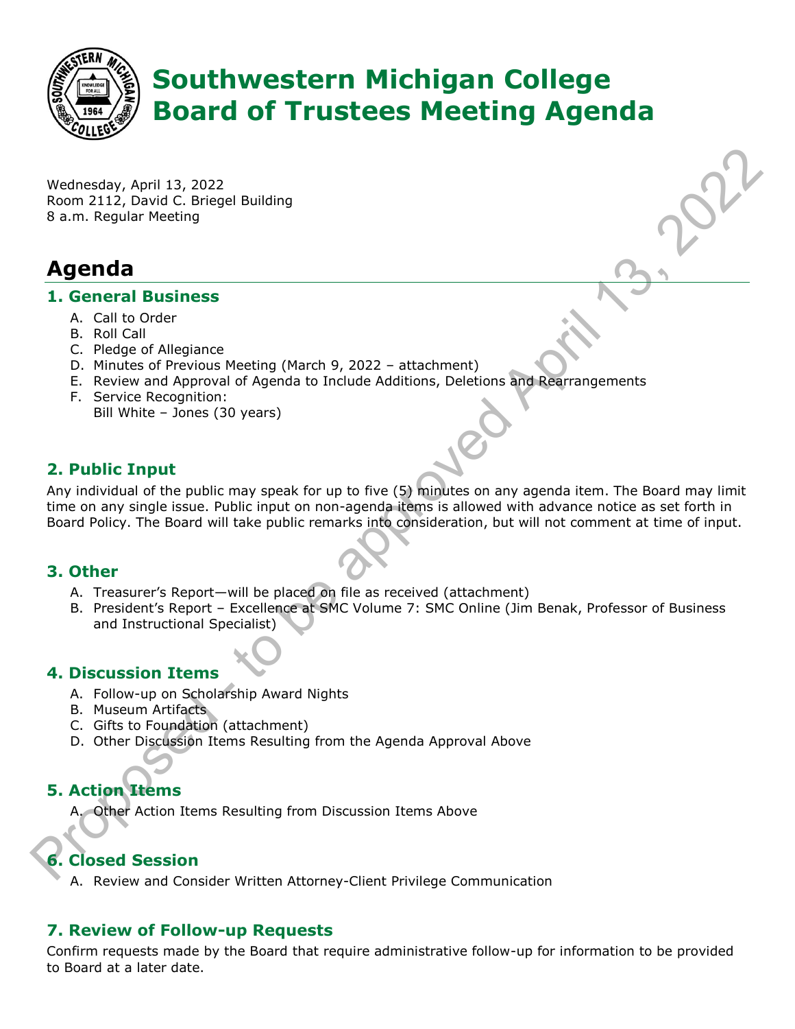# Southwestern Michigan College Board of Trustees Meeting Agenda

Wednesday, April 13, 2022
Room 2112, David C. Briegel Building
8 a.m. Regular Meeting

Proposed - to be approved April 13, 2022

## Agenda

### 1. General Business

A. Call to Order
B. Roll Call
C. Pledge of Allegiance
D. Minutes of Previous Meeting (March 9, 2022 – attachment)
E. Review and Approval of Agenda to Include Additions, Deletions and Rearrangements
F. Service Recognition:
   Bill White – Jones (30 years)

### 2. Public Input

Any individual of the public may speak for up to five (5) minutes on any agenda item. The Board may limit time on any single issue. Public input on non-agenda items is allowed with advance notice as set forth in Board Policy. The Board will take public remarks into consideration, but will not comment at time of input.

### 3. Other

A. Treasurer's Report—will be placed on file as received (attachment)
B. President's Report – Excellence at SMC Volume 7: SMC Online (Jim Benak, Professor of Business and Instructional Specialist)

### 4. Discussion Items

A. Follow-up on Scholarship Award Nights
B. Museum Artifacts
C. Gifts to Foundation (attachment)
D. Other Discussion Items Resulting from the Agenda Approval Above

### 5. Action Items

A. Other Action Items Resulting from Discussion Items Above

### 6. Closed Session

A. Review and Consider Written Attorney-Client Privilege Communication

### 7. Review of Follow-up Requests

Confirm requests made by the Board that require administrative follow-up for information to be provided to Board at a later date.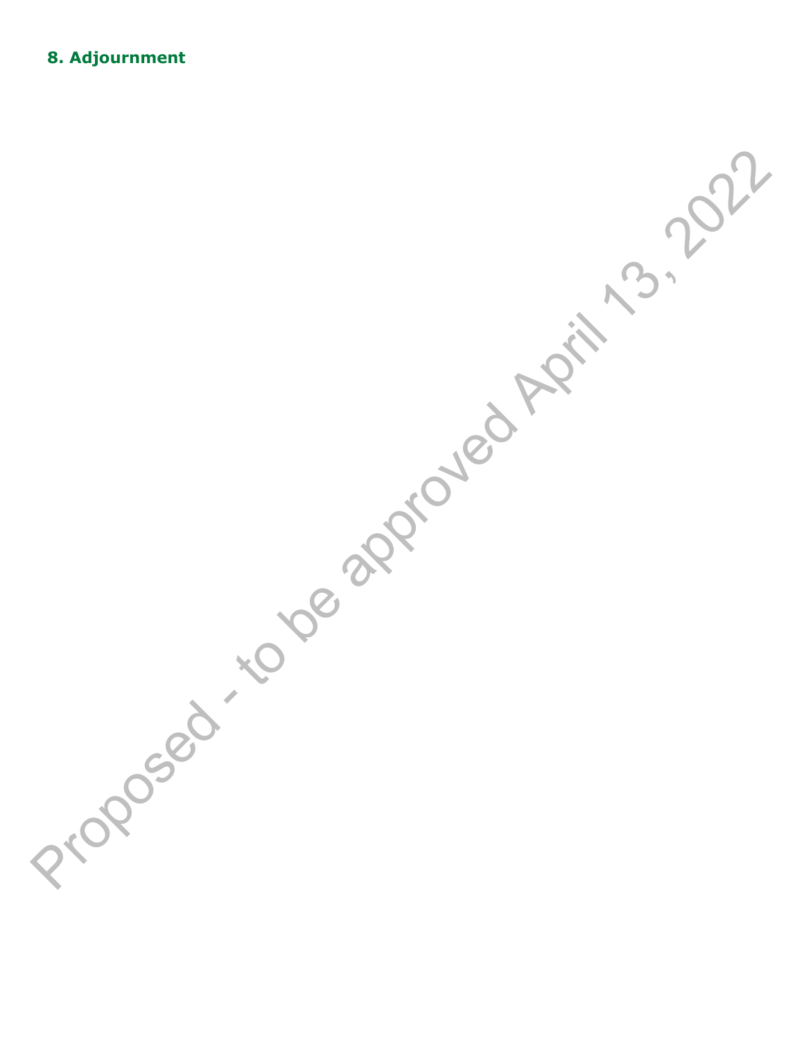### 8. Adjournment

Proposed - to be approved April 13, 2022